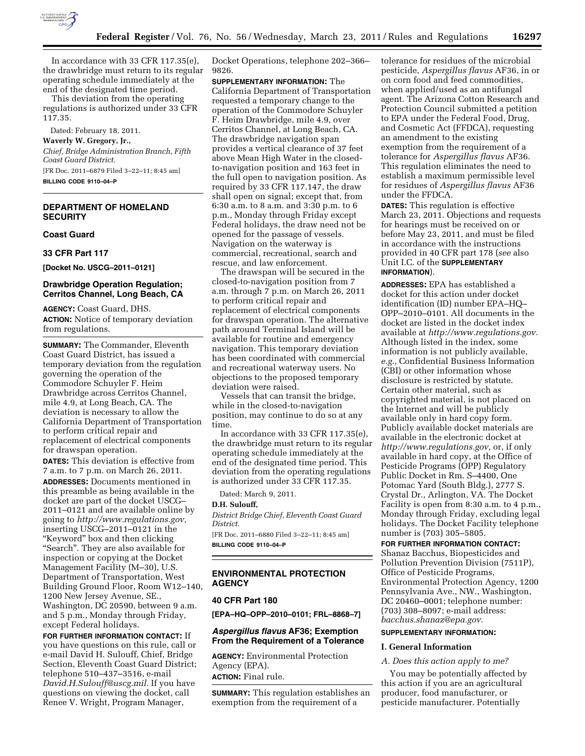In accordance with 33 CFR 117.35(e), the drawbridge must return to its regular operating schedule immediately at the end of the designated time period.

This deviation from the operating regulations is authorized under 33 CFR 117.35.

Dated: February 18, 2011.

**Waverly W. Gregory, Jr.,**

*Chief, Bridge Administration Branch, Fifth Coast Guard District.*

[FR Doc. 2011–6879 Filed 3–22–11; 8:45 am]

**BILLING CODE 9110–04–P**

## DEPARTMENT OF HOMELAND SECURITY

### Coast Guard

### 33 CFR Part 117

**[Docket No. USCG–2011–0121]**

### Drawbridge Operation Regulation; Cerritos Channel, Long Beach, CA

**AGENCY:** Coast Guard, DHS.

**ACTION:** Notice of temporary deviation from regulations.

**SUMMARY:** The Commander, Eleventh Coast Guard District, has issued a temporary deviation from the regulation governing the operation of the Commodore Schuyler F. Heim Drawbridge across Cerritos Channel, mile 4.9, at Long Beach, CA. The deviation is necessary to allow the California Department of Transportation to perform critical repair and replacement of electrical components for drawspan operation.

**DATES:** This deviation is effective from 7 a.m. to 7 p.m. on March 26, 2011.

**ADDRESSES:** Documents mentioned in this preamble as being available in the docket are part of the docket USCG–2011–0121 and are available online by going to *http://www.regulations.gov,* inserting USCG–2011–0121 in the "Keyword" box and then clicking "Search". They are also available for inspection or copying at the Docket Management Facility (M–30), U.S. Department of Transportation, West Building Ground Floor, Room W12–140, 1200 New Jersey Avenue, SE., Washington, DC 20590, between 9 a.m. and 5 p.m., Monday through Friday, except Federal holidays.

**FOR FURTHER INFORMATION CONTACT:** If you have questions on this rule, call or e-mail David H. Sulouff, Chief, Bridge Section, Eleventh Coast Guard District; telephone 510–437–3516, e-mail *David.H.Sulouff@uscg.mil.* If you have questions on viewing the docket, call Renee V. Wright, Program Manager, Docket Operations, telephone 202–366–9826.

**SUPPLEMENTARY INFORMATION:** The California Department of Transportation requested a temporary change to the operation of the Commodore Schuyler F. Heim Drawbridge, mile 4.9, over Cerritos Channel, at Long Beach, CA. The drawbridge navigation span provides a vertical clearance of 37 feet above Mean High Water in the closed-to-navigation position and 163 feet in the full open to navigation position. As required by 33 CFR 117.147, the draw shall open on signal; except that, from 6:30 a.m. to 8 a.m. and 3:30 p.m. to 6 p.m., Monday through Friday except Federal holidays, the draw need not be opened for the passage of vessels. Navigation on the waterway is commercial, recreational, search and rescue, and law enforcement.

The drawspan will be secured in the closed-to-navigation position from 7 a.m. through 7 p.m. on March 26, 2011 to perform critical repair and replacement of electrical components for drawspan operation. The alternative path around Terminal Island will be available for routine and emergency navigation. This temporary deviation has been coordinated with commercial and recreational waterway users. No objections to the proposed temporary deviation were raised.

Vessels that can transit the bridge, while in the closed-to-navigation position, may continue to do so at any time.

In accordance with 33 CFR 117.35(e), the drawbridge must return to its regular operating schedule immediately at the end of the designated time period. This deviation from the operating regulations is authorized under 33 CFR 117.35.

Dated: March 9, 2011.

**D.H. Sulouff,**

*District Bridge Chief, Eleventh Coast Guard District.*

[FR Doc. 2011–6880 Filed 3–22–11; 8:45 am]

**BILLING CODE 9110–04–P**

## ENVIRONMENTAL PROTECTION AGENCY

### 40 CFR Part 180

**[EPA–HQ–OPP–2010–0101; FRL–8868–7]**

### *Aspergillus flavus* AF36; Exemption From the Requirement of a Tolerance

**AGENCY:** Environmental Protection Agency (EPA).

**ACTION:** Final rule.

**SUMMARY:** This regulation establishes an exemption from the requirement of a tolerance for residues of the microbial pesticide, *Aspergillus flavus* AF36, in or on corn food and feed commodities, when applied/used as an antifungal agent. The Arizona Cotton Research and Protection Council submitted a petition to EPA under the Federal Food, Drug, and Cosmetic Act (FFDCA), requesting an amendment to the existing exemption from the requirement of a tolerance for *Aspergillus flavus* AF36. This regulation eliminates the need to establish a maximum permissible level for residues of *Aspergillus flavus* AF36 under the FFDCA.

**DATES:** This regulation is effective March 23, 2011. Objections and requests for hearings must be received on or before May 23, 2011, and must be filed in accordance with the instructions provided in 40 CFR part 178 (*see* also Unit I.C. of the **SUPPLEMENTARY INFORMATION**).

**ADDRESSES:** EPA has established a docket for this action under docket identification (ID) number EPA–HQ–OPP–2010–0101. All documents in the docket are listed in the docket index available at *http://www.regulations.gov.* Although listed in the index, some information is not publicly available, *e.g.,* Confidential Business Information (CBI) or other information whose disclosure is restricted by statute. Certain other material, such as copyrighted material, is not placed on the Internet and will be publicly available only in hard copy form. Publicly available docket materials are available in the electronic docket at *http://www.regulations.gov,* or, if only available in hard copy, at the Office of Pesticide Programs (OPP) Regulatory Public Docket in Rm. S–4400, One Potomac Yard (South Bldg.), 2777 S. Crystal Dr., Arlington, VA. The Docket Facility is open from 8:30 a.m. to 4 p.m., Monday through Friday, excluding legal holidays. The Docket Facility telephone number is (703) 305–5805.

**FOR FURTHER INFORMATION CONTACT:** Shanaz Bacchus, Biopesticides and Pollution Prevention Division (7511P), Office of Pesticide Programs, Environmental Protection Agency, 1200 Pennsylvania Ave., NW., Washington, DC 20460–0001; telephone number: (703) 308–8097; e-mail address: *bacchus.shanaz@epa.gov.*

**SUPPLEMENTARY INFORMATION:**

#### I. General Information

*A. Does this action apply to me?*

You may be potentially affected by this action if you are an agricultural producer, food manufacturer, or pesticide manufacturer. Potentially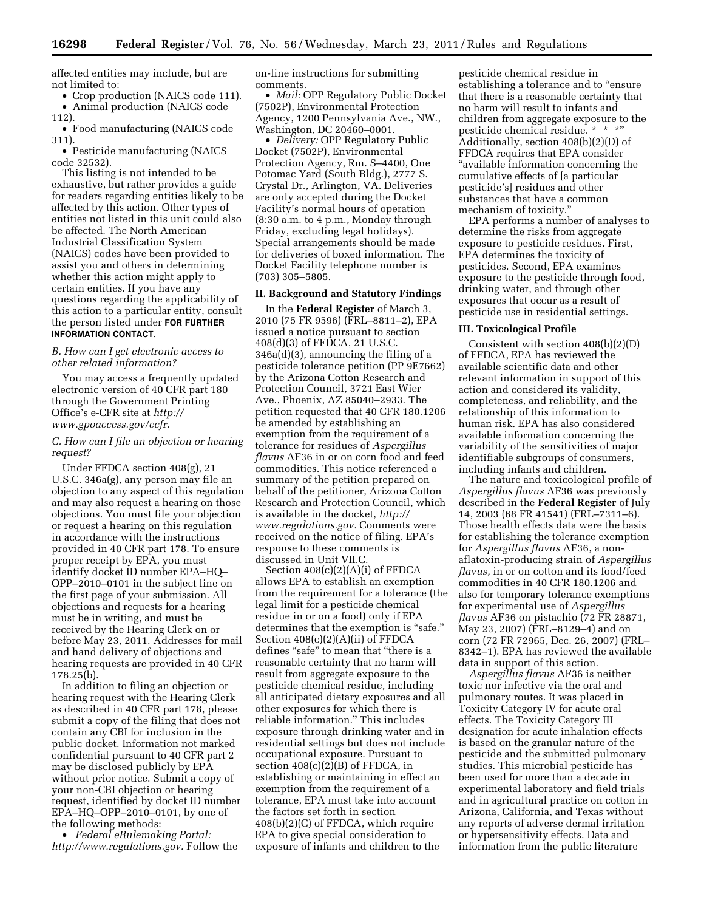affected entities may include, but are not limited to:

- Crop production (NAICS code 111).
- Animal production (NAICS code 112).
- Food manufacturing (NAICS code 311).
- Pesticide manufacturing (NAICS code 32532).

This listing is not intended to be exhaustive, but rather provides a guide for readers regarding entities likely to be affected by this action. Other types of entities not listed in this unit could also be affected. The North American Industrial Classification System (NAICS) codes have been provided to assist you and others in determining whether this action might apply to certain entities. If you have any questions regarding the applicability of this action to a particular entity, consult the person listed under **FOR FURTHER INFORMATION CONTACT**.

### *B. How can I get electronic access to other related information?*

You may access a frequently updated electronic version of 40 CFR part 180 through the Government Printing Office's e-CFR site at *http://www.gpoaccess.gov/ecfr.*

### *C. How can I file an objection or hearing request?*

Under FFDCA section 408(g), 21 U.S.C. 346a(g), any person may file an objection to any aspect of this regulation and may also request a hearing on those objections. You must file your objection or request a hearing on this regulation in accordance with the instructions provided in 40 CFR part 178. To ensure proper receipt by EPA, you must identify docket ID number EPA–HQ–OPP–2010–0101 in the subject line on the first page of your submission. All objections and requests for a hearing must be in writing, and must be received by the Hearing Clerk on or before May 23, 2011. Addresses for mail and hand delivery of objections and hearing requests are provided in 40 CFR 178.25(b).

In addition to filing an objection or hearing request with the Hearing Clerk as described in 40 CFR part 178, please submit a copy of the filing that does not contain any CBI for inclusion in the public docket. Information not marked confidential pursuant to 40 CFR part 2 may be disclosed publicly by EPA without prior notice. Submit a copy of your non-CBI objection or hearing request, identified by docket ID number EPA–HQ–OPP–2010–0101, by one of the following methods:

- *Federal eRulemaking Portal: http://www.regulations.gov.* Follow the on-line instructions for submitting comments.
- *Mail:* OPP Regulatory Public Docket (7502P), Environmental Protection Agency, 1200 Pennsylvania Ave., NW., Washington, DC 20460–0001.
- *Delivery:* OPP Regulatory Public Docket (7502P), Environmental Protection Agency, Rm. S–4400, One Potomac Yard (South Bldg.), 2777 S. Crystal Dr., Arlington, VA. Deliveries are only accepted during the Docket Facility's normal hours of operation (8:30 a.m. to 4 p.m., Monday through Friday, excluding legal holidays). Special arrangements should be made for deliveries of boxed information. The Docket Facility telephone number is (703) 305–5805.

## II. Background and Statutory Findings

In the **Federal Register** of March 3, 2010 (75 FR 9596) (FRL–8811–2), EPA issued a notice pursuant to section 408(d)(3) of FFDCA, 21 U.S.C. 346a(d)(3), announcing the filing of a pesticide tolerance petition (PP 9E7662) by the Arizona Cotton Research and Protection Council, 3721 East Wier Ave., Phoenix, AZ 85040–2933. The petition requested that 40 CFR 180.1206 be amended by establishing an exemption from the requirement of a tolerance for residues of *Aspergillus flavus* AF36 in or on corn food and feed commodities. This notice referenced a summary of the petition prepared on behalf of the petitioner, Arizona Cotton Research and Protection Council, which is available in the docket, *http://www.regulations.gov.* Comments were received on the notice of filing. EPA's response to these comments is discussed in Unit VII.C.

Section 408(c)(2)(A)(i) of FFDCA allows EPA to establish an exemption from the requirement for a tolerance (the legal limit for a pesticide chemical residue in or on a food) only if EPA determines that the exemption is "safe." Section 408(c)(2)(A)(ii) of FFDCA defines "safe" to mean that "there is a reasonable certainty that no harm will result from aggregate exposure to the pesticide chemical residue, including all anticipated dietary exposures and all other exposures for which there is reliable information." This includes exposure through drinking water and in residential settings but does not include occupational exposure. Pursuant to section 408(c)(2)(B) of FFDCA, in establishing or maintaining in effect an exemption from the requirement of a tolerance, EPA must take into account the factors set forth in section 408(b)(2)(C) of FFDCA, which require EPA to give special consideration to exposure of infants and children to the pesticide chemical residue in establishing a tolerance and to "ensure that there is a reasonable certainty that no harm will result to infants and children from aggregate exposure to the pesticide chemical residue. * * *" Additionally, section 408(b)(2)(D) of FFDCA requires that EPA consider "available information concerning the cumulative effects of [a particular pesticide's] residues and other substances that have a common mechanism of toxicity."

EPA performs a number of analyses to determine the risks from aggregate exposure to pesticide residues. First, EPA determines the toxicity of pesticides. Second, EPA examines exposure to the pesticide through food, drinking water, and through other exposures that occur as a result of pesticide use in residential settings.

## III. Toxicological Profile

Consistent with section 408(b)(2)(D) of FFDCA, EPA has reviewed the available scientific data and other relevant information in support of this action and considered its validity, completeness, and reliability, and the relationship of this information to human risk. EPA has also considered available information concerning the variability of the sensitivities of major identifiable subgroups of consumers, including infants and children.

The nature and toxicological profile of *Aspergillus flavus* AF36 was previously described in the **Federal Register** of July 14, 2003 (68 FR 41541) (FRL–7311–6). Those health effects data were the basis for establishing the tolerance exemption for *Aspergillus flavus* AF36, a non-aflatoxin-producing strain of *Aspergillus flavus,* in or on cotton and its food/feed commodities in 40 CFR 180.1206 and also for temporary tolerance exemptions for experimental use of *Aspergillus flavus* AF36 on pistachio (72 FR 28871, May 23, 2007) (FRL–8129–4) and on corn (72 FR 72965, Dec. 26, 2007) (FRL–8342–1). EPA has reviewed the available data in support of this action.

*Aspergillus flavus* AF36 is neither toxic nor infective via the oral and pulmonary routes. It was placed in Toxicity Category IV for acute oral effects. The Toxicity Category III designation for acute inhalation effects is based on the granular nature of the pesticide and the submitted pulmonary studies. This microbial pesticide has been used for more than a decade in experimental laboratory and field trials and in agricultural practice on cotton in Arizona, California, and Texas without any reports of adverse dermal irritation or hypersensitivity effects. Data and information from the public literature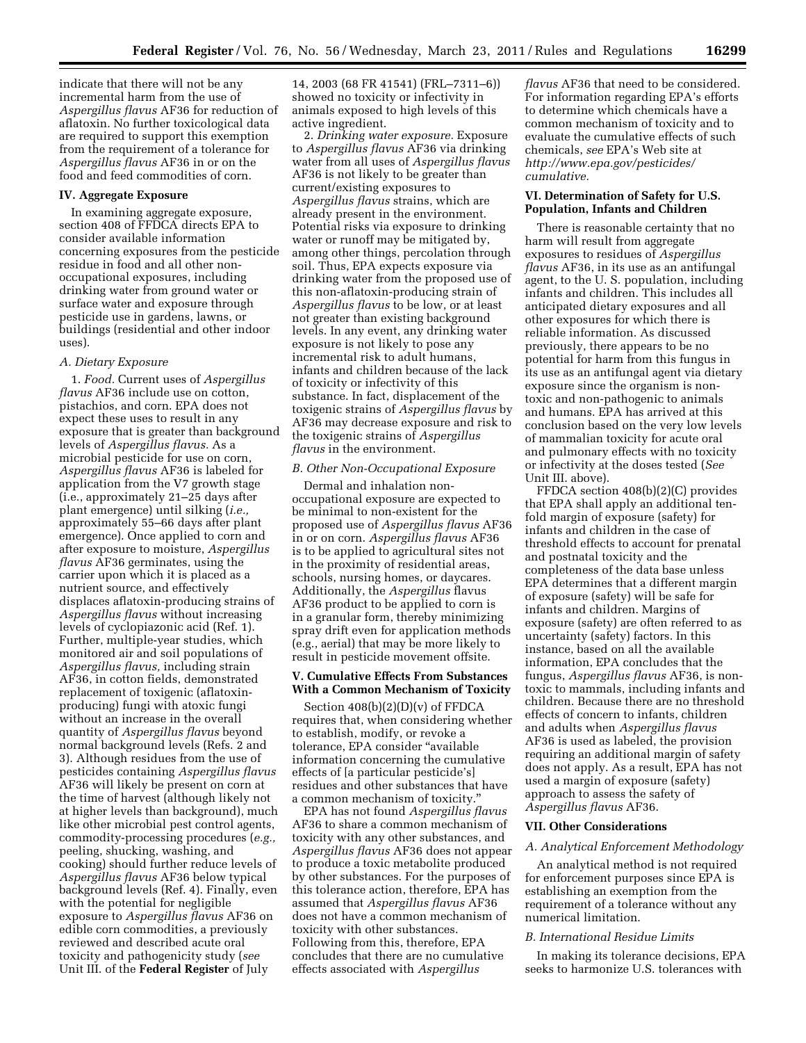indicate that there will not be any incremental harm from the use of *Aspergillus flavus* AF36 for reduction of aflatoxin. No further toxicological data are required to support this exemption from the requirement of a tolerance for *Aspergillus flavus* AF36 in or on the food and feed commodities of corn.

## IV. Aggregate Exposure

In examining aggregate exposure, section 408 of FFDCA directs EPA to consider available information concerning exposures from the pesticide residue in food and all other non-occupational exposures, including drinking water from ground water or surface water and exposure through pesticide use in gardens, lawns, or buildings (residential and other indoor uses).

### *A. Dietary Exposure*

1. *Food.* Current uses of *Aspergillus flavus* AF36 include use on cotton, pistachios, and corn. EPA does not expect these uses to result in any exposure that is greater than background levels of *Aspergillus flavus.* As a microbial pesticide for use on corn, *Aspergillus flavus* AF36 is labeled for application from the V7 growth stage (i.e., approximately 21–25 days after plant emergence) until silking (*i.e.,* approximately 55–66 days after plant emergence). Once applied to corn and after exposure to moisture, *Aspergillus flavus* AF36 germinates, using the carrier upon which it is placed as a nutrient source, and effectively displaces aflatoxin-producing strains of *Aspergillus flavus* without increasing levels of cyclopiazonic acid (Ref. 1). Further, multiple-year studies, which monitored air and soil populations of *Aspergillus flavus,* including strain AF36, in cotton fields, demonstrated replacement of toxigenic (aflatoxin-producing) fungi with atoxic fungi without an increase in the overall quantity of *Aspergillus flavus* beyond normal background levels (Refs. 2 and 3). Although residues from the use of pesticides containing *Aspergillus flavus* AF36 will likely be present on corn at the time of harvest (although likely not at higher levels than background), much like other microbial pest control agents, commodity-processing procedures (*e.g.,* peeling, shucking, washing, and cooking) should further reduce levels of *Aspergillus flavus* AF36 below typical background levels (Ref. 4). Finally, even with the potential for negligible exposure to *Aspergillus flavus* AF36 on edible corn commodities, a previously reviewed and described acute oral toxicity and pathogenicity study (*see* Unit III. of the **Federal Register** of July 14, 2003 (68 FR 41541) (FRL–7311–6)) showed no toxicity or infectivity in animals exposed to high levels of this active ingredient.

2. *Drinking water exposure.* Exposure to *Aspergillus flavus* AF36 via drinking water from all uses of *Aspergillus flavus* AF36 is not likely to be greater than current/existing exposures to *Aspergillus flavus* strains, which are already present in the environment. Potential risks via exposure to drinking water or runoff may be mitigated by, among other things, percolation through soil. Thus, EPA expects exposure via drinking water from the proposed use of this non-aflatoxin-producing strain of *Aspergillus flavus* to be low, or at least not greater than existing background levels. In any event, any drinking water exposure is not likely to pose any incremental risk to adult humans, infants and children because of the lack of toxicity or infectivity of this substance. In fact, displacement of the toxigenic strains of *Aspergillus flavus* by AF36 may decrease exposure and risk to the toxigenic strains of *Aspergillus flavus* in the environment.

### *B. Other Non-Occupational Exposure*

Dermal and inhalation non-occupational exposure are expected to be minimal to non-existent for the proposed use of *Aspergillus flavus* AF36 in or on corn. *Aspergillus flavus* AF36 is to be applied to agricultural sites not in the proximity of residential areas, schools, nursing homes, or daycares. Additionally, the *Aspergillus* flavus AF36 product to be applied to corn is in a granular form, thereby minimizing spray drift even for application methods (e.g., aerial) that may be more likely to result in pesticide movement offsite.

## V. Cumulative Effects From Substances With a Common Mechanism of Toxicity

Section 408(b)(2)(D)(v) of FFDCA requires that, when considering whether to establish, modify, or revoke a tolerance, EPA consider "available information concerning the cumulative effects of [a particular pesticide's] residues and other substances that have a common mechanism of toxicity."

EPA has not found *Aspergillus flavus* AF36 to share a common mechanism of toxicity with any other substances, and *Aspergillus flavus* AF36 does not appear to produce a toxic metabolite produced by other substances. For the purposes of this tolerance action, therefore, EPA has assumed that *Aspergillus flavus* AF36 does not have a common mechanism of toxicity with other substances. Following from this, therefore, EPA concludes that there are no cumulative effects associated with *Aspergillus flavus* AF36 that need to be considered. For information regarding EPA's efforts to determine which chemicals have a common mechanism of toxicity and to evaluate the cumulative effects of such chemicals, *see* EPA's Web site at *http://www.epa.gov/pesticides/cumulative.*

## VI. Determination of Safety for U.S. Population, Infants and Children

There is reasonable certainty that no harm will result from aggregate exposures to residues of *Aspergillus flavus* AF36, in its use as an antifungal agent, to the U. S. population, including infants and children. This includes all anticipated dietary exposures and all other exposures for which there is reliable information. As discussed previously, there appears to be no potential for harm from this fungus in its use as an antifungal agent via dietary exposure since the organism is non-toxic and non-pathogenic to animals and humans. EPA has arrived at this conclusion based on the very low levels of mammalian toxicity for acute oral and pulmonary effects with no toxicity or infectivity at the doses tested (*See* Unit III. above).

FFDCA section 408(b)(2)(C) provides that EPA shall apply an additional ten-fold margin of exposure (safety) for infants and children in the case of threshold effects to account for prenatal and postnatal toxicity and the completeness of the data base unless EPA determines that a different margin of exposure (safety) will be safe for infants and children. Margins of exposure (safety) are often referred to as uncertainty (safety) factors. In this instance, based on all the available information, EPA concludes that the fungus, *Aspergillus flavus* AF36, is non-toxic to mammals, including infants and children. Because there are no threshold effects of concern to infants, children and adults when *Aspergillus flavus* AF36 is used as labeled, the provision requiring an additional margin of safety does not apply. As a result, EPA has not used a margin of exposure (safety) approach to assess the safety of *Aspergillus flavus* AF36.

## VII. Other Considerations

### *A. Analytical Enforcement Methodology*

An analytical method is not required for enforcement purposes since EPA is establishing an exemption from the requirement of a tolerance without any numerical limitation.

### *B. International Residue Limits*

In making its tolerance decisions, EPA seeks to harmonize U.S. tolerances with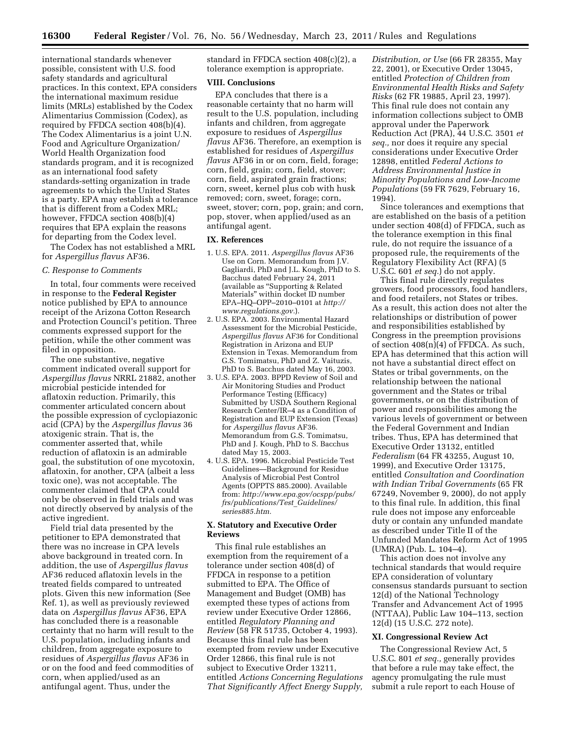international standards whenever possible, consistent with U.S. food safety standards and agricultural practices. In this context, EPA considers the international maximum residue limits (MRLs) established by the Codex Alimentarius Commission (Codex), as required by FFDCA section 408(b)(4). The Codex Alimentarius is a joint U.N. Food and Agriculture Organization/World Health Organization food standards program, and it is recognized as an international food safety standards-setting organization in trade agreements to which the United States is a party. EPA may establish a tolerance that is different from a Codex MRL; however, FFDCA section 408(b)(4) requires that EPA explain the reasons for departing from the Codex level.

The Codex has not established a MRL for *Aspergillus flavus* AF36.

### *C. Response to Comments*

In total, four comments were received in response to the **Federal Register** notice published by EPA to announce receipt of the Arizona Cotton Research and Protection Council's petition. Three comments expressed support for the petition, while the other comment was filed in opposition.

The one substantive, negative comment indicated overall support for *Aspergillus flavus* NRRL 21882, another microbial pesticide intended for aflatoxin reduction. Primarily, this commenter articulated concern about the possible expression of cyclopiazonic acid (CPA) by the *Aspergillus flavus* 36 atoxigenic strain. That is, the commenter asserted that, while reduction of aflatoxin is an admirable goal, the substitution of one mycotoxin, aflatoxin, for another, CPA (albeit a less toxic one), was not acceptable. The commenter claimed that CPA could only be observed in field trials and was not directly observed by analysis of the active ingredient.

Field trial data presented by the petitioner to EPA demonstrated that there was no increase in CPA levels above background in treated corn. In addition, the use of *Aspergillus flavus* AF36 reduced aflatoxin levels in the treated fields compared to untreated plots. Given this new information (See Ref. 1), as well as previously reviewed data on *Aspergillus flavus* AF36, EPA has concluded there is a reasonable certainty that no harm will result to the U.S. population, including infants and children, from aggregate exposure to residues of *Aspergillus flavus* AF36 in or on the food and feed commodities of corn, when applied/used as an antifungal agent. Thus, under the standard in FFDCA section 408(c)(2), a tolerance exemption is appropriate.

## VIII. Conclusions

EPA concludes that there is a reasonable certainty that no harm will result to the U.S. population, including infants and children, from aggregate exposure to residues of *Aspergillus flavus* AF36. Therefore, an exemption is established for residues of *Aspergillus flavus* AF36 in or on corn, field, forage; corn, field, grain; corn, field, stover; corn, field, aspirated grain fractions; corn, sweet, kernel plus cob with husk removed; corn, sweet, forage; corn, sweet, stover; corn, pop, grain; and corn, pop, stover, when applied/used as an antifungal agent.

## IX. References

1. U.S. EPA. 2011. *Aspergillus flavus* AF36 Use on Corn. Memorandum from J.V. Gagliardi, PhD and J.L. Kough, PhD to S. Bacchus dated February 24, 2011 (available as "Supporting & Related Materials" within docket ID number EPA–HQ–OPP–2010–0101 at *http://www.regulations.gov*.).
2. U.S. EPA. 2003. Environmental Hazard Assessment for the Microbial Pesticide, *Aspergillus flavus* AF36 for Conditional Registration in Arizona and EUP Extension in Texas. Memorandum from G.S. Tomimatsu, PhD and Z. Vaituzis, PhD to S. Bacchus dated May 16, 2003.
3. U.S. EPA. 2003. BPPD Review of Soil and Air Monitoring Studies and Product Performance Testing (Efficacy) Submitted by USDA Southern Regional Research Center/IR–4 as a Condition of Registration and EUP Extension (Texas) for *Aspergillus flavus* AF36. Memorandum from G.S. Tomimatsu, PhD and J. Kough, PhD to S. Bacchus dated May 15, 2003.
4. U.S. EPA. 1996. Microbial Pesticide Test Guidelines—Background for Residue Analysis of Microbial Pest Control Agents (OPPTS 885.2000). Available from: *http://www.epa.gov/ocspp/pubs/frs/publications/Test_Guidelines/series885.htm*.

## X. Statutory and Executive Order Reviews

This final rule establishes an exemption from the requirement of a tolerance under section 408(d) of FFDCA in response to a petition submitted to EPA. The Office of Management and Budget (OMB) has exempted these types of actions from review under Executive Order 12866, entitled *Regulatory Planning and Review* (58 FR 51735, October 4, 1993). Because this final rule has been exempted from review under Executive Order 12866, this final rule is not subject to Executive Order 13211, entitled *Actions Concerning Regulations That Significantly Affect Energy Supply, Distribution, or Use* (66 FR 28355, May 22, 2001), or Executive Order 13045, entitled *Protection of Children from Environmental Health Risks and Safety Risks* (62 FR 19885, April 23, 1997). This final rule does not contain any information collections subject to OMB approval under the Paperwork Reduction Act (PRA), 44 U.S.C. 3501 *et seq.*, nor does it require any special considerations under Executive Order 12898, entitled *Federal Actions to Address Environmental Justice in Minority Populations and Low-Income Populations* (59 FR 7629, February 16, 1994).

Since tolerances and exemptions that are established on the basis of a petition under section 408(d) of FFDCA, such as the tolerance exemption in this final rule, do not require the issuance of a proposed rule, the requirements of the Regulatory Flexibility Act (RFA) (5 U.S.C. 601 *et seq.*) do not apply.

This final rule directly regulates growers, food processors, food handlers, and food retailers, not States or tribes. As a result, this action does not alter the relationships or distribution of power and responsibilities established by Congress in the preemption provisions of section 408(n)(4) of FFDCA. As such, EPA has determined that this action will not have a substantial direct effect on States or tribal governments, on the relationship between the national government and the States or tribal governments, or on the distribution of power and responsibilities among the various levels of government or between the Federal Government and Indian tribes. Thus, EPA has determined that Executive Order 13132, entitled *Federalism* (64 FR 43255, August 10, 1999), and Executive Order 13175, entitled *Consultation and Coordination with Indian Tribal Governments* (65 FR 67249, November 9, 2000), do not apply to this final rule. In addition, this final rule does not impose any enforceable duty or contain any unfunded mandate as described under Title II of the Unfunded Mandates Reform Act of 1995 (UMRA) (Pub. L. 104–4).

This action does not involve any technical standards that would require EPA consideration of voluntary consensus standards pursuant to section 12(d) of the National Technology Transfer and Advancement Act of 1995 (NTTAA), Public Law 104–113, section 12(d) (15 U.S.C. 272 note).

## XI. Congressional Review Act

The Congressional Review Act, 5 U.S.C. 801 *et seq.*, generally provides that before a rule may take effect, the agency promulgating the rule must submit a rule report to each House of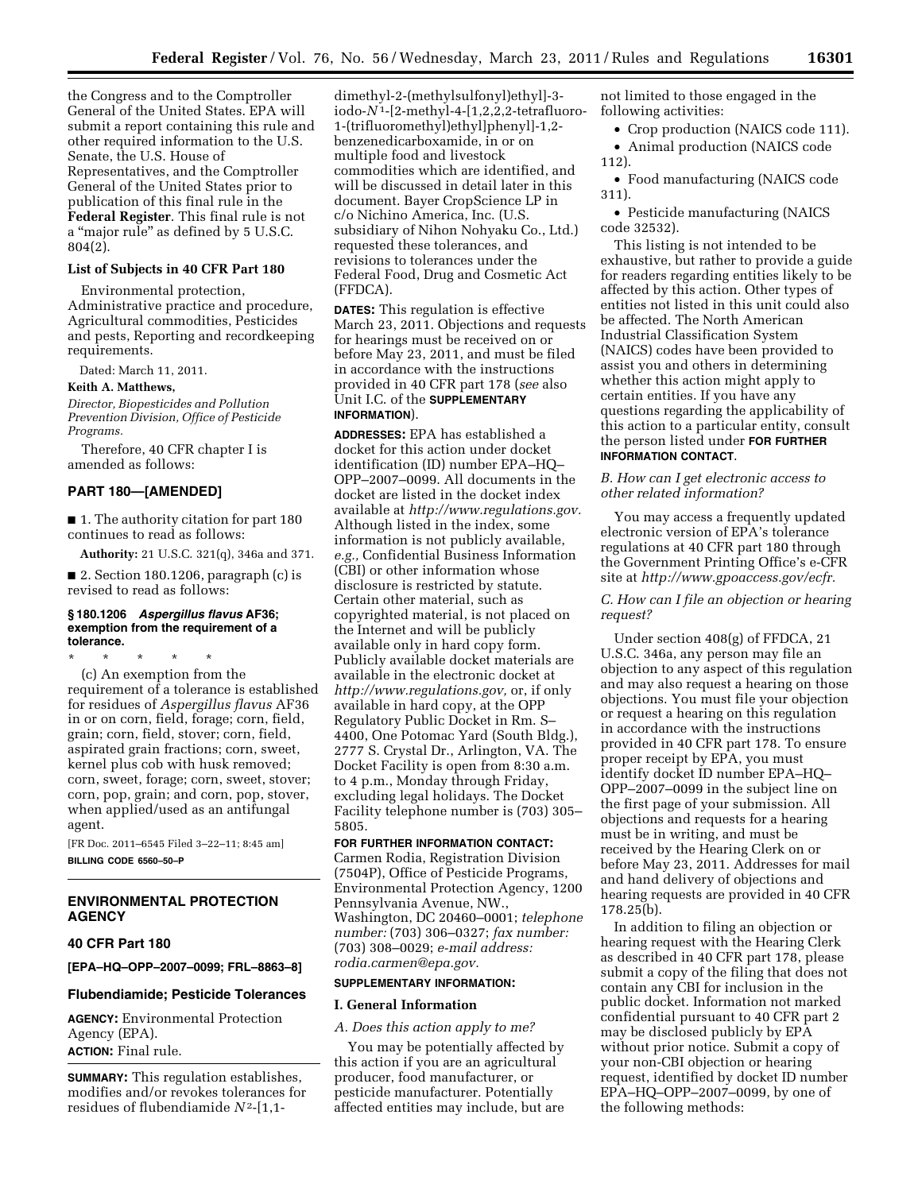the Congress and to the Comptroller General of the United States. EPA will submit a report containing this rule and other required information to the U.S. Senate, the U.S. House of Representatives, and the Comptroller General of the United States prior to publication of this final rule in the **Federal Register**. This final rule is not a "major rule" as defined by 5 U.S.C. 804(2).

### List of Subjects in 40 CFR Part 180

Environmental protection, Administrative practice and procedure, Agricultural commodities, Pesticides and pests, Reporting and recordkeeping requirements.

Dated: March 11, 2011.

**Keith A. Matthews,**

*Director, Biopesticides and Pollution Prevention Division, Office of Pesticide Programs.*

Therefore, 40 CFR chapter I is amended as follows:

## PART 180—[AMENDED]

■ 1. The authority citation for part 180 continues to read as follows:

**Authority:** 21 U.S.C. 321(q), 346a and 371.

■ 2. Section 180.1206, paragraph (c) is revised to read as follows:

#### § 180.1206 *Aspergillus flavus* AF36; exemption from the requirement of a tolerance.

\* \* \* \* \*

(c) An exemption from the requirement of a tolerance is established for residues of *Aspergillus flavus* AF36 in or on corn, field, forage; corn, field, grain; corn, field, stover; corn, field, aspirated grain fractions; corn, sweet, kernel plus cob with husk removed; corn, sweet, forage; corn, sweet, stover; corn, pop, grain; and corn, pop, stover, when applied/used as an antifungal agent.

[FR Doc. 2011–6545 Filed 3–22–11; 8:45 am]

**BILLING CODE 6560–50–P**

---

## ENVIRONMENTAL PROTECTION AGENCY

### 40 CFR Part 180

**[EPA–HQ–OPP–2007–0099; FRL–8863–8]**

### Flubendiamide; Pesticide Tolerances

**AGENCY:** Environmental Protection Agency (EPA).

**ACTION:** Final rule.

**SUMMARY:** This regulation establishes, modifies and/or revokes tolerances for residues of flubendiamide $N^2$-[1,1-dimethyl-2-(methylsulfonyl)ethyl]-3-iodo-$N^1$-[2-methyl-4-[1,2,2,2-tetrafluoro-1-(trifluoromethyl)ethyl]phenyl]-1,2-benzenedicarboxamide, in or on multiple food and livestock commodities which are identified, and will be discussed in detail later in this document. Bayer CropScience LP in c/o Nichino America, Inc. (U.S. subsidiary of Nihon Nohyaku Co., Ltd.) requested these tolerances, and revisions to tolerances under the Federal Food, Drug and Cosmetic Act (FFDCA).

**DATES:** This regulation is effective March 23, 2011. Objections and requests for hearings must be received on or before May 23, 2011, and must be filed in accordance with the instructions provided in 40 CFR part 178 (*see* also Unit I.C. of the **SUPPLEMENTARY INFORMATION**).

**ADDRESSES:** EPA has established a docket for this action under docket identification (ID) number EPA–HQ–OPP–2007–0099. All documents in the docket are listed in the docket index available at *http://www.regulations.gov.* Although listed in the index, some information is not publicly available, *e.g.,* Confidential Business Information (CBI) or other information whose disclosure is restricted by statute. Certain other material, such as copyrighted material, is not placed on the Internet and will be publicly available only in hard copy form. Publicly available docket materials are available in the electronic docket at *http://www.regulations.gov,* or, if only available in hard copy, at the OPP Regulatory Public Docket in Rm. S–4400, One Potomac Yard (South Bldg.), 2777 S. Crystal Dr., Arlington, VA. The Docket Facility is open from 8:30 a.m. to 4 p.m., Monday through Friday, excluding legal holidays. The Docket Facility telephone number is (703) 305–5805.

**FOR FURTHER INFORMATION CONTACT:** Carmen Rodia, Registration Division (7504P), Office of Pesticide Programs, Environmental Protection Agency, 1200 Pennsylvania Avenue, NW., Washington, DC 20460–0001; *telephone number:* (703) 306–0327; *fax number:* (703) 308–0029; *e-mail address: rodia.carmen@epa.gov.*

**SUPPLEMENTARY INFORMATION:**

### I. General Information

*A. Does this action apply to me?*

You may be potentially affected by this action if you are an agricultural producer, food manufacturer, or pesticide manufacturer. Potentially affected entities may include, but are not limited to those engaged in the following activities:

- Crop production (NAICS code 111).
- Animal production (NAICS code 112).
- Food manufacturing (NAICS code 311).
- Pesticide manufacturing (NAICS code 32532).

This listing is not intended to be exhaustive, but rather to provide a guide for readers regarding entities likely to be affected by this action. Other types of entities not listed in this unit could also be affected. The North American Industrial Classification System (NAICS) codes have been provided to assist you and others in determining whether this action might apply to certain entities. If you have any questions regarding the applicability of this action to a particular entity, consult the person listed under **FOR FURTHER INFORMATION CONTACT**.

*B. How can I get electronic access to other related information?*

You may access a frequently updated electronic version of EPA's tolerance regulations at 40 CFR part 180 through the Government Printing Office's e-CFR site at *http://www.gpoaccess.gov/ecfr*.

*C. How can I file an objection or hearing request?*

Under section 408(g) of FFDCA, 21 U.S.C. 346a, any person may file an objection to any aspect of this regulation and may also request a hearing on those objections. You must file your objection or request a hearing on this regulation in accordance with the instructions provided in 40 CFR part 178. To ensure proper receipt by EPA, you must identify docket ID number EPA–HQ–OPP–2007–0099 in the subject line on the first page of your submission. All objections and requests for a hearing must be in writing, and must be received by the Hearing Clerk on or before May 23, 2011. Addresses for mail and hand delivery of objections and hearing requests are provided in 40 CFR 178.25(b).

In addition to filing an objection or hearing request with the Hearing Clerk as described in 40 CFR part 178, please submit a copy of the filing that does not contain any CBI for inclusion in the public docket. Information not marked confidential pursuant to 40 CFR part 2 may be disclosed publicly by EPA without prior notice. Submit a copy of your non-CBI objection or hearing request, identified by docket ID number EPA–HQ–OPP–2007–0099, by one of the following methods: